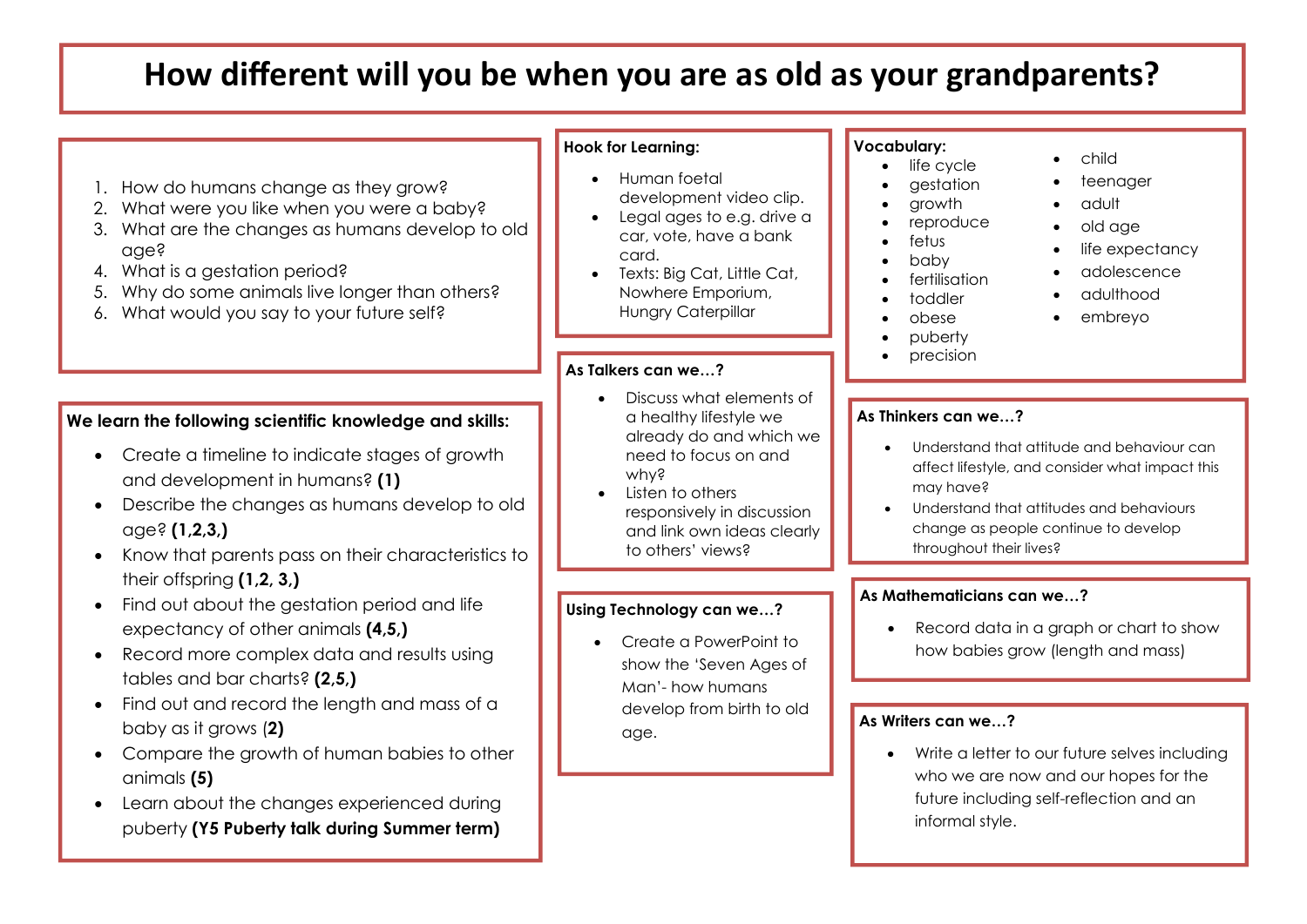# How different will you be when you are as old as your grandparents?

1. How do humans change as they grow?
2. What were you like when you were a baby?
3. What are the changes as humans develop to old age?
4. What is a gestation period?
5. Why do some animals live longer than others?
6. What would you say to your future self?

**We learn the following scientific knowledge and skills:**

- Create a timeline to indicate stages of growth and development in humans? **(1)**
- Describe the changes as humans develop to old age? **(1,2,3,)**
- Know that parents pass on their characteristics to their offspring **(1,2, 3,)**
- Find out about the gestation period and life expectancy of other animals **(4,5,)**
- Record more complex data and results using tables and bar charts? **(2,5,)**
- Find out and record the length and mass of a baby as it grows (**2**)
- Compare the growth of human babies to other animals **(5)**
- Learn about the changes experienced during puberty **(Y5 Puberty talk during Summer term)**

**Hook for Learning:**

- Human foetal development video clip.
- Legal ages to e.g. drive a car, vote, have a bank card.
- Texts: Big Cat, Little Cat, Nowhere Emporium, Hungry Caterpillar

**As Talkers can we…?**

- Discuss what elements of a healthy lifestyle we already do and which we need to focus on and why?
- Listen to others responsively in discussion and link own ideas clearly to others' views?

**Using Technology can we…?**

- Create a PowerPoint to show the 'Seven Ages of Man'- how humans develop from birth to old age.

**Vocabulary:**

- life cycle
- gestation
- growth
- reproduce
- fetus
- baby
- fertilisation
- toddler
- obese
- puberty
- precision
- child
- teenager
- adult
- old age
- life expectancy
- adolescence
- adulthood
- embreyo

**As Thinkers can we…?**

- Understand that attitude and behaviour can affect lifestyle, and consider what impact this may have?
- Understand that attitudes and behaviours change as people continue to develop throughout their lives?

**As Mathematicians can we…?**

- Record data in a graph or chart to show how babies grow (length and mass)

**As Writers can we…?**

- Write a letter to our future selves including who we are now and our hopes for the future including self-reflection and an informal style.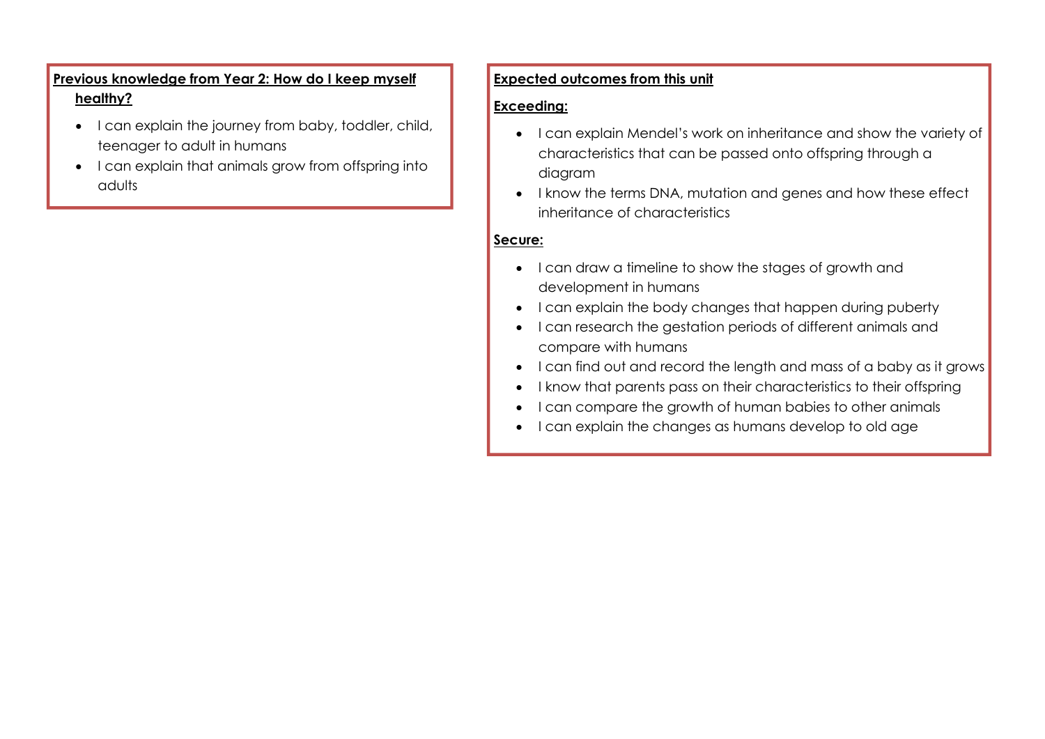**Previous knowledge from Year 2: How do I keep myself healthy?**

- I can explain the journey from baby, toddler, child, teenager to adult in humans
- I can explain that animals grow from offspring into adults

**Expected outcomes from this unit**

**Exceeding:**

- I can explain Mendel's work on inheritance and show the variety of characteristics that can be passed onto offspring through a diagram
- I know the terms DNA, mutation and genes and how these effect inheritance of characteristics

**Secure:**

- I can draw a timeline to show the stages of growth and development in humans
- I can explain the body changes that happen during puberty
- I can research the gestation periods of different animals and compare with humans
- I can find out and record the length and mass of a baby as it grows
- I know that parents pass on their characteristics to their offspring
- I can compare the growth of human babies to other animals
- I can explain the changes as humans develop to old age